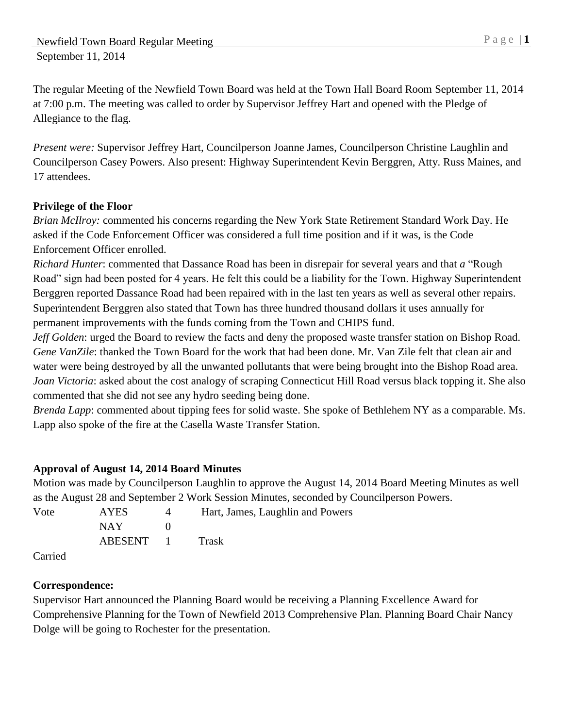Newfield Town Board Regular Meeting
September 11, 2014

The regular Meeting of the Newfield Town Board was held at the Town Hall Board Room September 11, 2014 at 7:00 p.m. The meeting was called to order by Supervisor Jeffrey Hart and opened with the Pledge of Allegiance to the flag.

*Present were:* Supervisor Jeffrey Hart, Councilperson Joanne James, Councilperson Christine Laughlin and Councilperson Casey Powers. Also present: Highway Superintendent Kevin Berggren, Atty. Russ Maines, and 17 attendees.

**Privilege of the Floor**

*Brian McIlroy:* commented his concerns regarding the New York State Retirement Standard Work Day. He asked if the Code Enforcement Officer was considered a full time position and if it was, is the Code Enforcement Officer enrolled.

*Richard Hunter*: commented that Dassance Road has been in disrepair for several years and that *a* "Rough Road" sign had been posted for 4 years. He felt this could be a liability for the Town. Highway Superintendent Berggren reported Dassance Road had been repaired with in the last ten years as well as several other repairs. Superintendent Berggren also stated that Town has three hundred thousand dollars it uses annually for permanent improvements with the funds coming from the Town and CHIPS fund.

*Jeff Golden*: urged the Board to review the facts and deny the proposed waste transfer station on Bishop Road.

*Gene VanZile*: thanked the Town Board for the work that had been done. Mr. Van Zile felt that clean air and water were being destroyed by all the unwanted pollutants that were being brought into the Bishop Road area.

*Joan Victoria*: asked about the cost analogy of scraping Connecticut Hill Road versus black topping it. She also commented that she did not see any hydro seeding being done.

*Brenda Lapp*: commented about tipping fees for solid waste. She spoke of Bethlehem NY as a comparable. Ms. Lapp also spoke of the fire at the Casella Waste Transfer Station.

**Approval of August 14, 2014 Board Minutes**

Motion was made by Councilperson Laughlin to approve the August 14, 2014 Board Meeting Minutes as well as the August 28 and September 2 Work Session Minutes, seconded by Councilperson Powers.

| Vote | AYES | 4 | Hart, James, Laughlin and Powers |
|---|---|---|---|
| | NAY | 0 | |
| | ABESENT | 1 | Trask |

Carried

**Correspondence:**

Supervisor Hart announced the Planning Board would be receiving a Planning Excellence Award for Comprehensive Planning for the Town of Newfield 2013 Comprehensive Plan. Planning Board Chair Nancy Dolge will be going to Rochester for the presentation.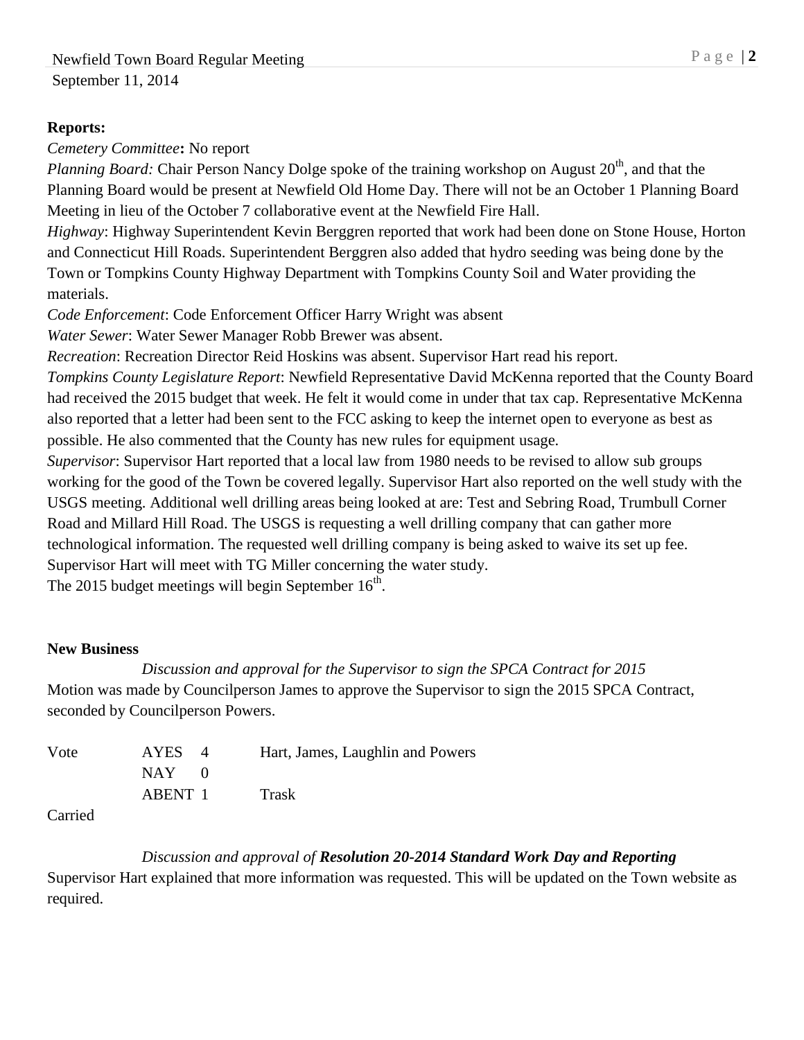**Reports:**

*Cemetery Committee***:** No report

*Planning Board:* Chair Person Nancy Dolge spoke of the training workshop on August 20th, and that the Planning Board would be present at Newfield Old Home Day. There will not be an October 1 Planning Board Meeting in lieu of the October 7 collaborative event at the Newfield Fire Hall.

*Highway*: Highway Superintendent Kevin Berggren reported that work had been done on Stone House, Horton and Connecticut Hill Roads. Superintendent Berggren also added that hydro seeding was being done by the Town or Tompkins County Highway Department with Tompkins County Soil and Water providing the materials.

*Code Enforcement*: Code Enforcement Officer Harry Wright was absent

*Water Sewer*: Water Sewer Manager Robb Brewer was absent.

*Recreation*: Recreation Director Reid Hoskins was absent. Supervisor Hart read his report.

*Tompkins County Legislature Report*: Newfield Representative David McKenna reported that the County Board had received the 2015 budget that week. He felt it would come in under that tax cap. Representative McKenna also reported that a letter had been sent to the FCC asking to keep the internet open to everyone as best as possible. He also commented that the County has new rules for equipment usage.

*Supervisor*: Supervisor Hart reported that a local law from 1980 needs to be revised to allow sub groups working for the good of the Town be covered legally. Supervisor Hart also reported on the well study with the USGS meeting. Additional well drilling areas being looked at are: Test and Sebring Road, Trumbull Corner Road and Millard Hill Road. The USGS is requesting a well drilling company that can gather more technological information. The requested well drilling company is being asked to waive its set up fee. Supervisor Hart will meet with TG Miller concerning the water study.

The 2015 budget meetings will begin September 16th.

**New Business**

*Discussion and approval for the Supervisor to sign the SPCA Contract for 2015*

Motion was made by Councilperson James to approve the Supervisor to sign the 2015 SPCA Contract, seconded by Councilperson Powers.

| Vote | AYES | 4 | Hart, James, Laughlin and Powers |
|---|---|---|---|
| | NAY | 0 | |
| | ABENT | 1 | Trask |

Carried

*Discussion and approval of* ***Resolution 20-2014 Standard Work Day and Reporting***

Supervisor Hart explained that more information was requested. This will be updated on the Town website as required.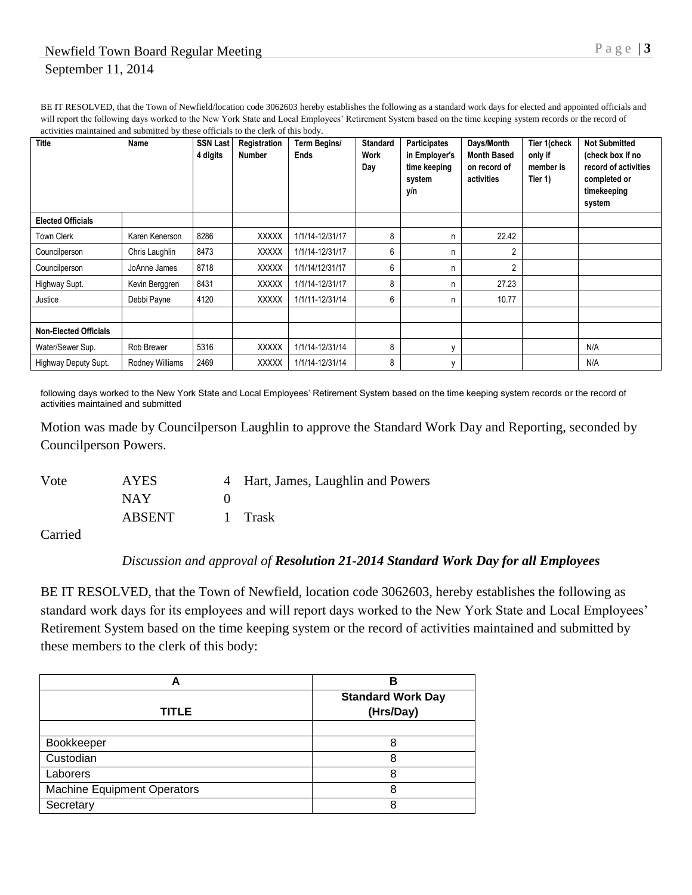BE IT RESOLVED, that the Town of Newfield/location code 3062603 hereby establishes the following as a standard work days for elected and appointed officials and will report the following days worked to the New York State and Local Employees' Retirement System based on the time keeping system records or the record of activities maintained and submitted by these officials to the clerk of this body.

| Title | Name | SSN Last 4 digits | Registration Number | Term Begins/ Ends | Standard Work Day | Participates in Employer's time keeping system y/n | Days/Month Month Based on record of activities | Tier 1(check only if member is Tier 1) | Not Submitted (check box if no record of activities completed or timekeeping system |
|---|---|---|---|---|---|---|---|---|---|
| **Elected Officials** | | | | | | | | | |
| Town Clerk | Karen Kenerson | 8286 | XXXXX | 1/1/14-12/31/17 | 8 | n | 22.42 | | |
| Councilperson | Chris Laughlin | 8473 | XXXXX | 1/1/14-12/31/17 | 6 | n | 2 | | |
| Councilperson | JoAnne James | 8718 | XXXXX | 1/1/14/12/31/17 | 6 | n | 2 | | |
| Highway Supt. | Kevin Berggren | 8431 | XXXXX | 1/1/14-12/31/17 | 8 | n | 27.23 | | |
| Justice | Debbi Payne | 4120 | XXXXX | 1/1/11-12/31/14 | 6 | n | 10.77 | | |
| | | | | | | | | | |
| **Non-Elected Officials** | | | | | | | | | |
| Water/Sewer Sup. | Rob Brewer | 5316 | XXXXX | 1/1/14-12/31/14 | 8 | y | | | N/A |
| Highway Deputy Supt. | Rodney Williams | 2469 | XXXXX | 1/1/14-12/31/14 | 8 | y | | | N/A |

following days worked to the New York State and Local Employees' Retirement System based on the time keeping system records or the record of activities maintained and submitted

Motion was made by Councilperson Laughlin to approve the Standard Work Day and Reporting, seconded by Councilperson Powers.

| Vote | AYES | 4 | Hart, James, Laughlin and Powers |
|---|---|---|---|
| | NAY | 0 | |
| | ABSENT | 1 | Trask |

Carried

*Discussion and approval of* ***Resolution 21-2014 Standard Work Day for all Employees***

BE IT RESOLVED, that the Town of Newfield, location code 3062603, hereby establishes the following as standard work days for its employees and will report days worked to the New York State and Local Employees' Retirement System based on the time keeping system or the record of activities maintained and submitted by these members to the clerk of this body:

| A | B |
|---|---|
| **TITLE** | **Standard Work Day (Hrs/Day)** |
| | |
| Bookkeeper | 8 |
| Custodian | 8 |
| Laborers | 8 |
| Machine Equipment Operators | 8 |
| Secretary | 8 |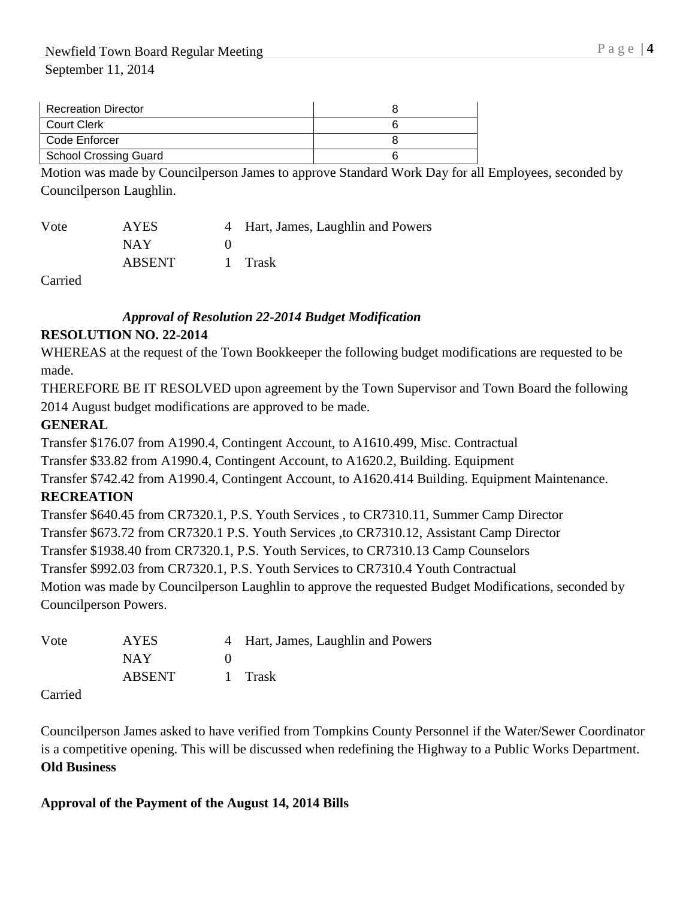| Recreation Director | 8 |
|---|---|
| Court Clerk | 6 |
| Code Enforcer | 8 |
| School Crossing Guard | 6 |

Motion was made by Councilperson James to approve Standard Work Day for all Employees, seconded by Councilperson Laughlin.

| Vote | AYES | 4 | Hart, James, Laughlin and Powers |
|---|---|---|---|
| | NAY | 0 | |
| | ABSENT | 1 | Trask |

Carried

***Approval of Resolution 22-2014 Budget Modification***

**RESOLUTION NO. 22-2014**

WHEREAS at the request of the Town Bookkeeper the following budget modifications are requested to be made.

THEREFORE BE IT RESOLVED upon agreement by the Town Supervisor and Town Board the following 2014 August budget modifications are approved to be made.

**GENERAL**

Transfer $176.07 from A1990.4, Contingent Account, to A1610.499, Misc. Contractual

Transfer $33.82 from A1990.4, Contingent Account, to A1620.2, Building. Equipment

Transfer $742.42 from A1990.4, Contingent Account, to A1620.414 Building. Equipment Maintenance.

**RECREATION**

Transfer $640.45 from CR7320.1, P.S. Youth Services , to CR7310.11, Summer Camp Director

Transfer $673.72 from CR7320.1 P.S. Youth Services ,to CR7310.12, Assistant Camp Director

Transfer $1938.40 from CR7320.1, P.S. Youth Services, to CR7310.13 Camp Counselors

Transfer $992.03 from CR7320.1, P.S. Youth Services to CR7310.4 Youth Contractual

Motion was made by Councilperson Laughlin to approve the requested Budget Modifications, seconded by Councilperson Powers.

| Vote | AYES | 4 | Hart, James, Laughlin and Powers |
|---|---|---|---|
| | NAY | 0 | |
| | ABSENT | 1 | Trask |

Carried

Councilperson James asked to have verified from Tompkins County Personnel if the Water/Sewer Coordinator is a competitive opening. This will be discussed when redefining the Highway to a Public Works Department.

**Old Business**

**Approval of the Payment of the August 14, 2014 Bills**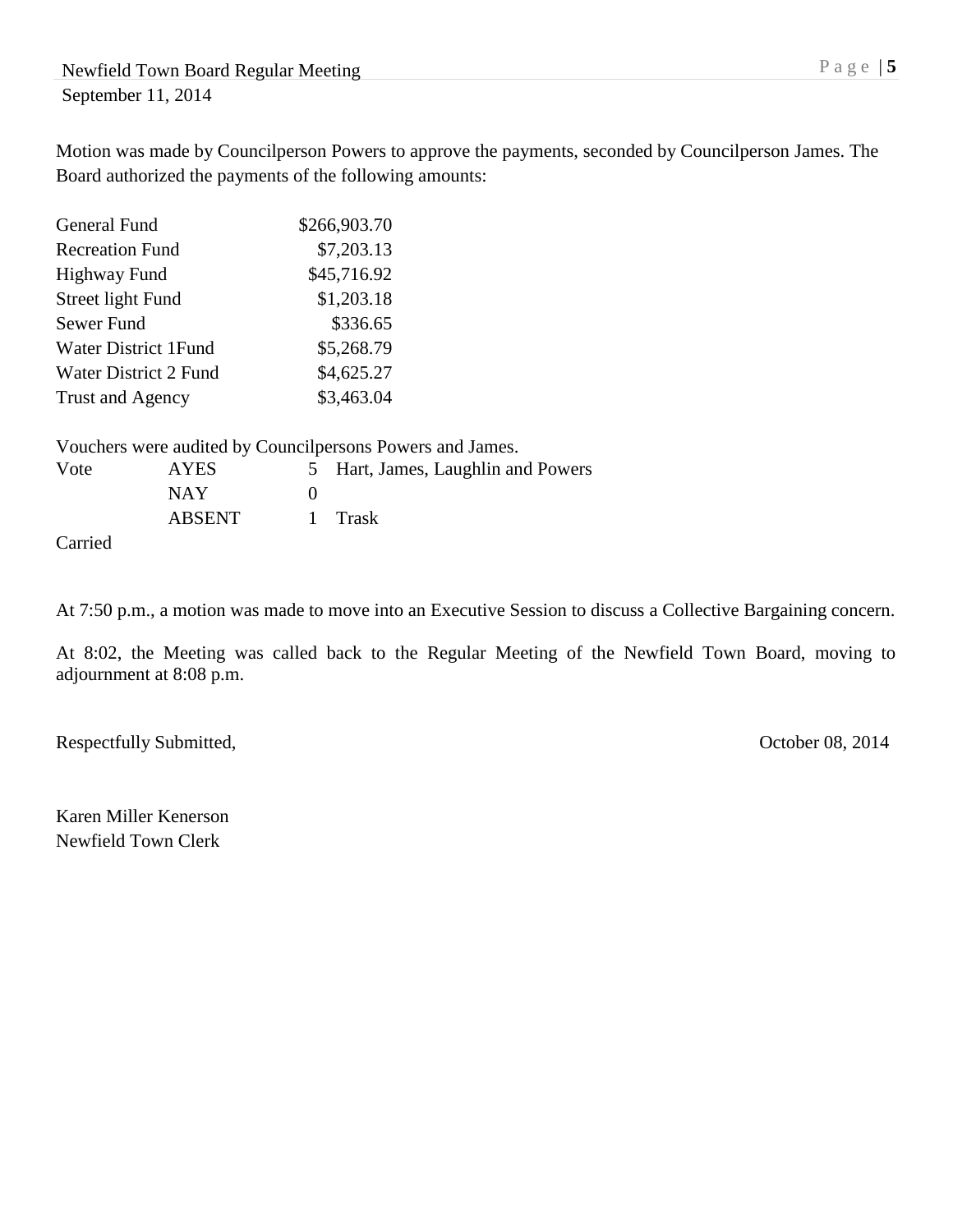Motion was made by Councilperson Powers to approve the payments, seconded by Councilperson James. The Board authorized the payments of the following amounts:

| | |
|---|---|
| General Fund | $266,903.70 |
| Recreation Fund | $7,203.13 |
| Highway Fund | $45,716.92 |
| Street light Fund | $1,203.18 |
| Sewer Fund | $336.65 |
| Water District 1Fund | $5,268.79 |
| Water District 2 Fund | $4,625.27 |
| Trust and Agency | $3,463.04 |

Vouchers were audited by Councilpersons Powers and James.

| | | | |
|---|---|---|---|
| Vote | AYES | 5 | Hart, James, Laughlin and Powers |
| | NAY | 0 | |
| | ABSENT | 1 | Trask |

Carried

At 7:50 p.m., a motion was made to move into an Executive Session to discuss a Collective Bargaining concern.

At 8:02, the Meeting was called back to the Regular Meeting of the Newfield Town Board, moving to adjournment at 8:08 p.m.

Respectfully Submitted, October 08, 2014

Karen Miller Kenerson
Newfield Town Clerk